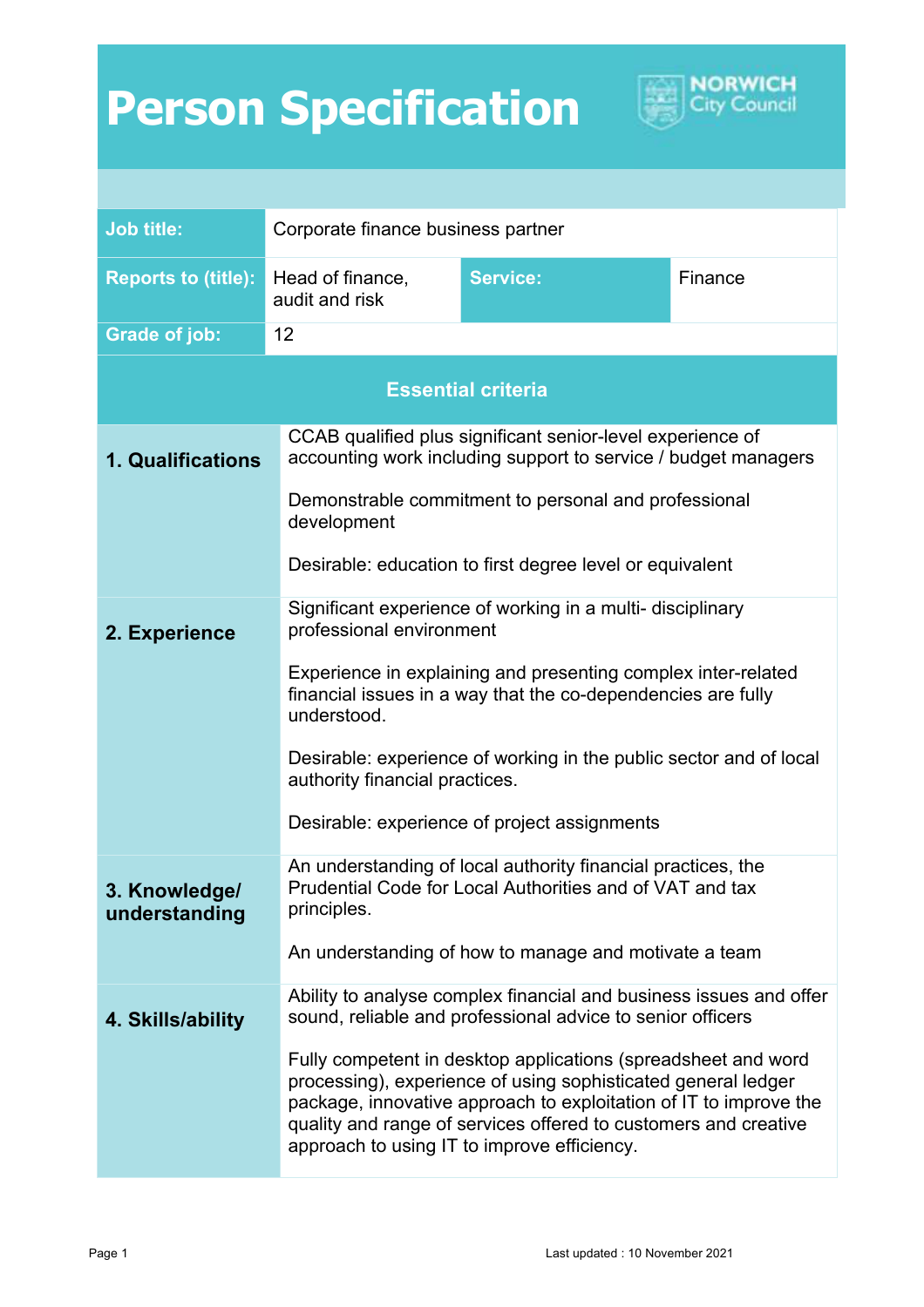# Person Specification

| Job title: | Corporate finance business partner | | |
|---|---|---|---|
| Reports to (title): | Head of finance, audit and risk | Service: | Finance |
| Grade of job: | 12 | | |

## Essential criteria

| | |
|---|---|
| **1. Qualifications** | CCAB qualified plus significant senior-level experience of accounting work including support to service / budget managers<br><br>Demonstrable commitment to personal and professional development<br><br>Desirable: education to first degree level or equivalent |
| **2. Experience** | Significant experience of working in a multi- disciplinary professional environment<br><br>Experience in explaining and presenting complex inter-related financial issues in a way that the co-dependencies are fully understood.<br><br>Desirable: experience of working in the public sector and of local authority financial practices.<br><br>Desirable: experience of project assignments |
| **3. Knowledge/ understanding** | An understanding of local authority financial practices, the Prudential Code for Local Authorities and of VAT and tax principles.<br><br>An understanding of how to manage and motivate a team |
| **4. Skills/ability** | Ability to analyse complex financial and business issues and offer sound, reliable and professional advice to senior officers<br><br>Fully competent in desktop applications (spreadsheet and word processing), experience of using sophisticated general ledger package, innovative approach to exploitation of IT to improve the quality and range of services offered to customers and creative approach to using IT to improve efficiency. |

Last updated : 10 November 2021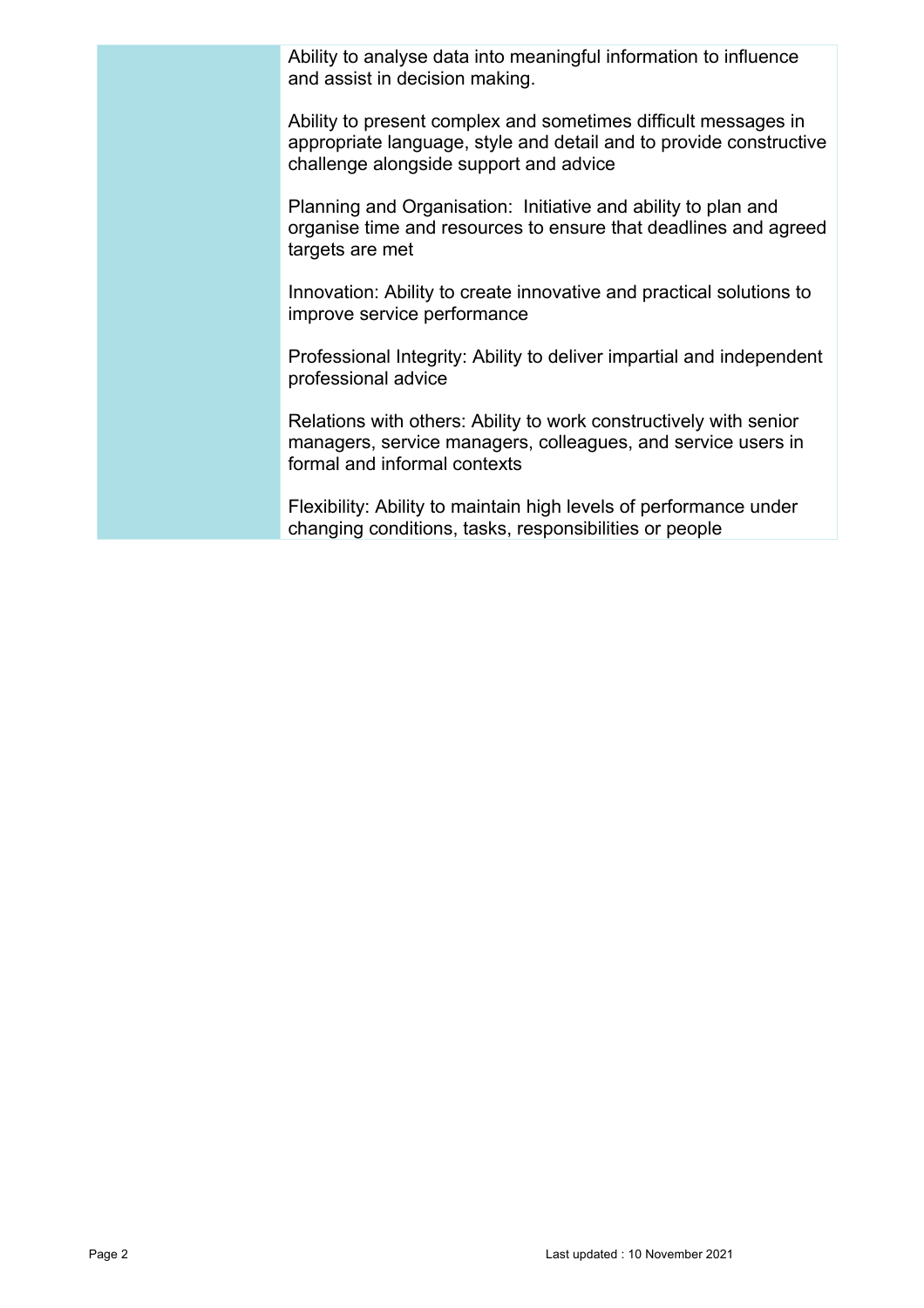| | |
|---|---|
| | Ability to analyse data into meaningful information to influence and assist in decision making.<br><br>Ability to present complex and sometimes difficult messages in appropriate language, style and detail and to provide constructive challenge alongside support and advice<br><br>Planning and Organisation: Initiative and ability to plan and organise time and resources to ensure that deadlines and agreed targets are met<br><br>Innovation: Ability to create innovative and practical solutions to improve service performance<br><br>Professional Integrity: Ability to deliver impartial and independent professional advice<br><br>Relations with others: Ability to work constructively with senior managers, service managers, colleagues, and service users in formal and informal contexts<br><br>Flexibility: Ability to maintain high levels of performance under changing conditions, tasks, responsibilities or people |

Last updated : 10 November 2021